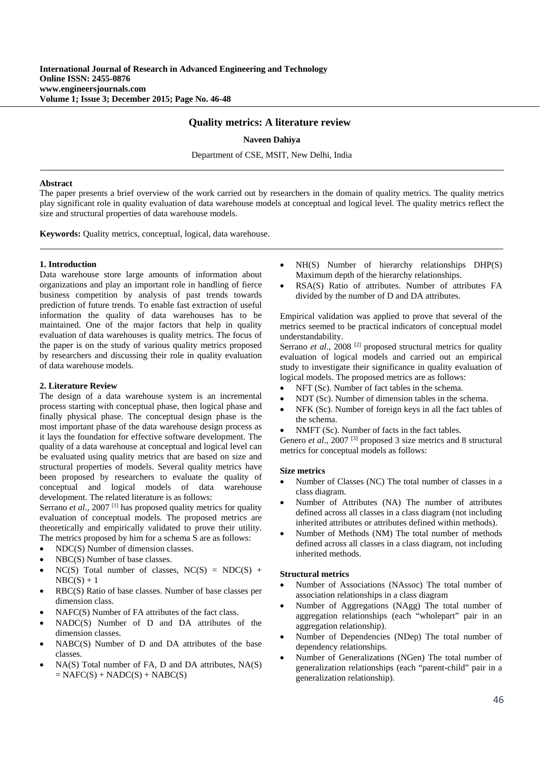# Quality metrics: A literature review

**Naveen Dahiya**

Department of CSE, MSIT, New Delhi, India

**Abstract**

The paper presents a brief overview of the work carried out by researchers in the domain of quality metrics. The quality metrics play significant role in quality evaluation of data warehouse models at conceptual and logical level. The quality metrics reflect the size and structural properties of data warehouse models.

**Keywords:** Quality metrics, conceptual, logical, data warehouse.

## 1. Introduction

Data warehouse store large amounts of information about organizations and play an important role in handling of fierce business competition by analysis of past trends towards prediction of future trends. To enable fast extraction of useful information the quality of data warehouses has to be maintained. One of the major factors that help in quality evaluation of data warehouses is quality metrics. The focus of the paper is on the study of various quality metrics proposed by researchers and discussing their role in quality evaluation of data warehouse models.

## 2. Literature Review

The design of a data warehouse system is an incremental process starting with conceptual phase, then logical phase and finally physical phase. The conceptual design phase is the most important phase of the data warehouse design process as it lays the foundation for effective software development. The quality of a data warehouse at conceptual and logical level can be evaluated using quality metrics that are based on size and structural properties of models. Several quality metrics have been proposed by researchers to evaluate the quality of conceptual and logical models of data warehouse development. The related literature is as follows:

Serrano *et al*., 2007 [1] has proposed quality metrics for quality evaluation of conceptual models. The proposed metrics are theoretically and empirically validated to prove their utility. The metrics proposed by him for a schema S are as follows:

- NDC(S) Number of dimension classes.
- NBC(S) Number of base classes.
- NC(S) Total number of classes, NC(S) = NDC(S) + NBC(S) + 1
- RBC(S) Ratio of base classes. Number of base classes per dimension class.
- NAFC(S) Number of FA attributes of the fact class.
- NADC(S) Number of D and DA attributes of the dimension classes.
- NABC(S) Number of D and DA attributes of the base classes.
- NA(S) Total number of FA, D and DA attributes, NA(S) = NAFC(S) + NADC(S) + NABC(S)
- NH(S) Number of hierarchy relationships DHP(S) Maximum depth of the hierarchy relationships.
- RSA(S) Ratio of attributes. Number of attributes FA divided by the number of D and DA attributes.

Empirical validation was applied to prove that several of the metrics seemed to be practical indicators of conceptual model understandability.

Serrano *et al*., 2008 [2] proposed structural metrics for quality evaluation of logical models and carried out an empirical study to investigate their significance in quality evaluation of logical models. The proposed metrics are as follows:

- NFT (Sc). Number of fact tables in the schema.
- NDT (Sc). Number of dimension tables in the schema.
- NFK (Sc). Number of foreign keys in all the fact tables of the schema.
- NMFT (Sc). Number of facts in the fact tables.

Genero *et al*., 2007 [3] proposed 3 size metrics and 8 structural metrics for conceptual models as follows:

**Size metrics**

- Number of Classes (NC) The total number of classes in a class diagram.
- Number of Attributes (NA) The number of attributes defined across all classes in a class diagram (not including inherited attributes or attributes defined within methods).
- Number of Methods (NM) The total number of methods defined across all classes in a class diagram, not including inherited methods.

**Structural metrics**

- Number of Associations (NAssoc) The total number of association relationships in a class diagram
- Number of Aggregations (NAgg) The total number of aggregation relationships (each "wholepart" pair in an aggregation relationship).
- Number of Dependencies (NDep) The total number of dependency relationships.
- Number of Generalizations (NGen) The total number of generalization relationships (each "parent-child" pair in a generalization relationship).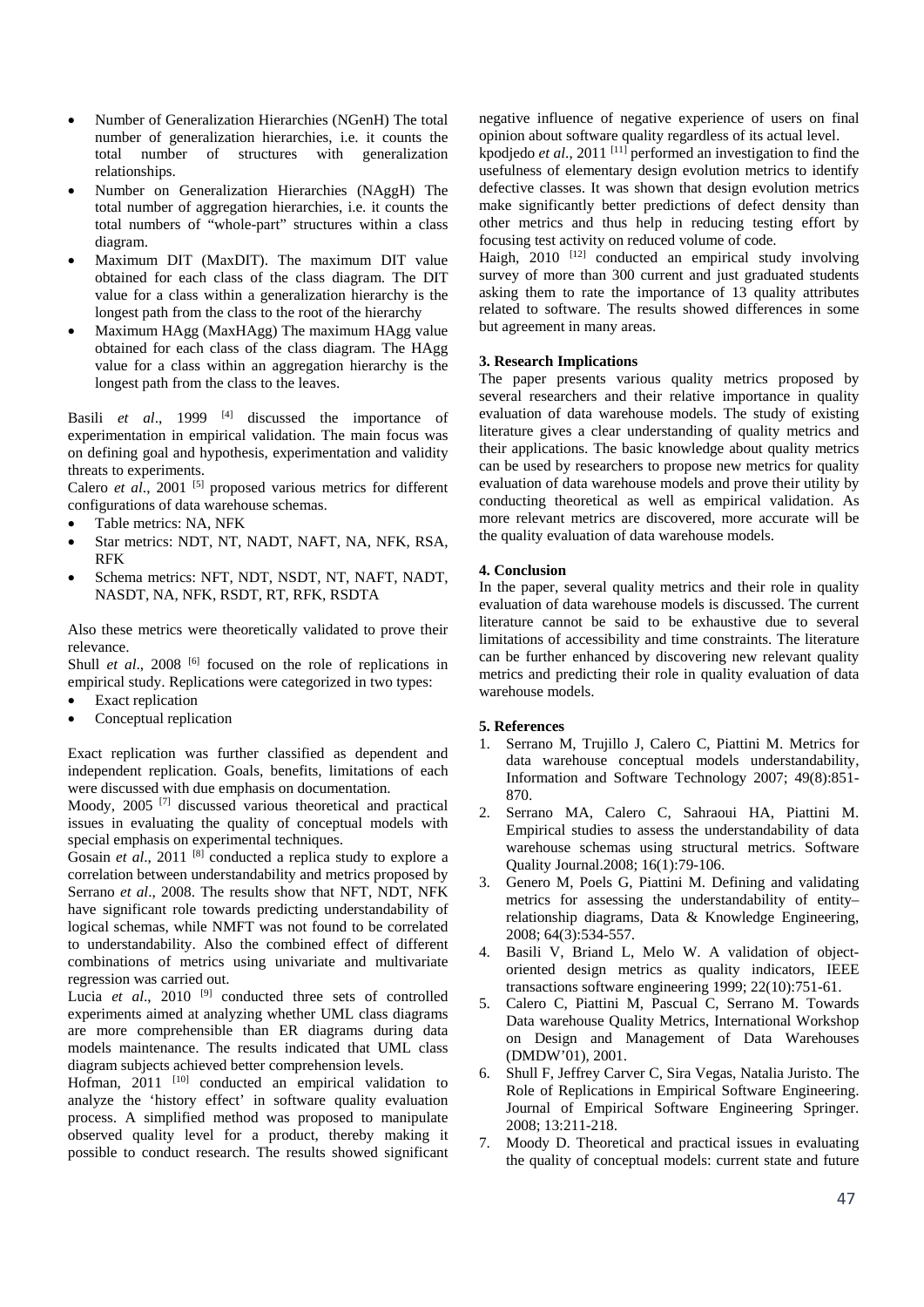- Number of Generalization Hierarchies (NGenH) The total number of generalization hierarchies, i.e. it counts the total number of structures with generalization relationships.
- Number on Generalization Hierarchies (NAggH) The total number of aggregation hierarchies, i.e. it counts the total numbers of "whole-part" structures within a class diagram.
- Maximum DIT (MaxDIT). The maximum DIT value obtained for each class of the class diagram. The DIT value for a class within a generalization hierarchy is the longest path from the class to the root of the hierarchy
- Maximum HAgg (MaxHAgg) The maximum HAgg value obtained for each class of the class diagram. The HAgg value for a class within an aggregation hierarchy is the longest path from the class to the leaves.

Basili *et al*., 1999 [4] discussed the importance of experimentation in empirical validation. The main focus was on defining goal and hypothesis, experimentation and validity threats to experiments.

Calero *et al*., 2001 [5] proposed various metrics for different configurations of data warehouse schemas.

- Table metrics: NA, NFK
- Star metrics: NDT, NT, NADT, NAFT, NA, NFK, RSA, RFK
- Schema metrics: NFT, NDT, NSDT, NT, NAFT, NADT, NASDT, NA, NFK, RSDT, RT, RFK, RSDTA

Also these metrics were theoretically validated to prove their relevance.

Shull *et al*., 2008 [6] focused on the role of replications in empirical study. Replications were categorized in two types:

- Exact replication
- Conceptual replication

Exact replication was further classified as dependent and independent replication. Goals, benefits, limitations of each were discussed with due emphasis on documentation.

Moody, 2005 [7] discussed various theoretical and practical issues in evaluating the quality of conceptual models with special emphasis on experimental techniques.

Gosain *et al*., 2011 [8] conducted a replica study to explore a correlation between understandability and metrics proposed by Serrano *et al*., 2008. The results show that NFT, NDT, NFK have significant role towards predicting understandability of logical schemas, while NMFT was not found to be correlated to understandability. Also the combined effect of different combinations of metrics using univariate and multivariate regression was carried out.

Lucia *et al*., 2010 [9] conducted three sets of controlled experiments aimed at analyzing whether UML class diagrams are more comprehensible than ER diagrams during data models maintenance. The results indicated that UML class diagram subjects achieved better comprehension levels.

Hofman, 2011 [10] conducted an empirical validation to analyze the 'history effect' in software quality evaluation process. A simplified method was proposed to manipulate observed quality level for a product, thereby making it possible to conduct research. The results showed significant negative influence of negative experience of users on final opinion about software quality regardless of its actual level.

kpodjedo *et al*., 2011 [11] performed an investigation to find the usefulness of elementary design evolution metrics to identify defective classes. It was shown that design evolution metrics make significantly better predictions of defect density than other metrics and thus help in reducing testing effort by focusing test activity on reduced volume of code.

Haigh, 2010 [12] conducted an empirical study involving survey of more than 300 current and just graduated students asking them to rate the importance of 13 quality attributes related to software. The results showed differences in some but agreement in many areas.

## 3. Research Implications

The paper presents various quality metrics proposed by several researchers and their relative importance in quality evaluation of data warehouse models. The study of existing literature gives a clear understanding of quality metrics and their applications. The basic knowledge about quality metrics can be used by researchers to propose new metrics for quality evaluation of data warehouse models and prove their utility by conducting theoretical as well as empirical validation. As more relevant metrics are discovered, more accurate will be the quality evaluation of data warehouse models.

## 4. Conclusion

In the paper, several quality metrics and their role in quality evaluation of data warehouse models is discussed. The current literature cannot be said to be exhaustive due to several limitations of accessibility and time constraints. The literature can be further enhanced by discovering new relevant quality metrics and predicting their role in quality evaluation of data warehouse models.

## 5. References

1. Serrano M, Trujillo J, Calero C, Piattini M. Metrics for data warehouse conceptual models understandability, Information and Software Technology 2007; 49(8):851-870.
2. Serrano MA, Calero C, Sahraoui HA, Piattini M. Empirical studies to assess the understandability of data warehouse schemas using structural metrics. Software Quality Journal.2008; 16(1):79-106.
3. Genero M, Poels G, Piattini M. Defining and validating metrics for assessing the understandability of entity–relationship diagrams, Data & Knowledge Engineering, 2008; 64(3):534-557.
4. Basili V, Briand L, Melo W. A validation of object-oriented design metrics as quality indicators, IEEE transactions software engineering 1999; 22(10):751-61.
5. Calero C, Piattini M, Pascual C, Serrano M. Towards Data warehouse Quality Metrics, International Workshop on Design and Management of Data Warehouses (DMDW'01), 2001.
6. Shull F, Jeffrey Carver C, Sira Vegas, Natalia Juristo. The Role of Replications in Empirical Software Engineering. Journal of Empirical Software Engineering Springer. 2008; 13:211-218.
7. Moody D. Theoretical and practical issues in evaluating the quality of conceptual models: current state and future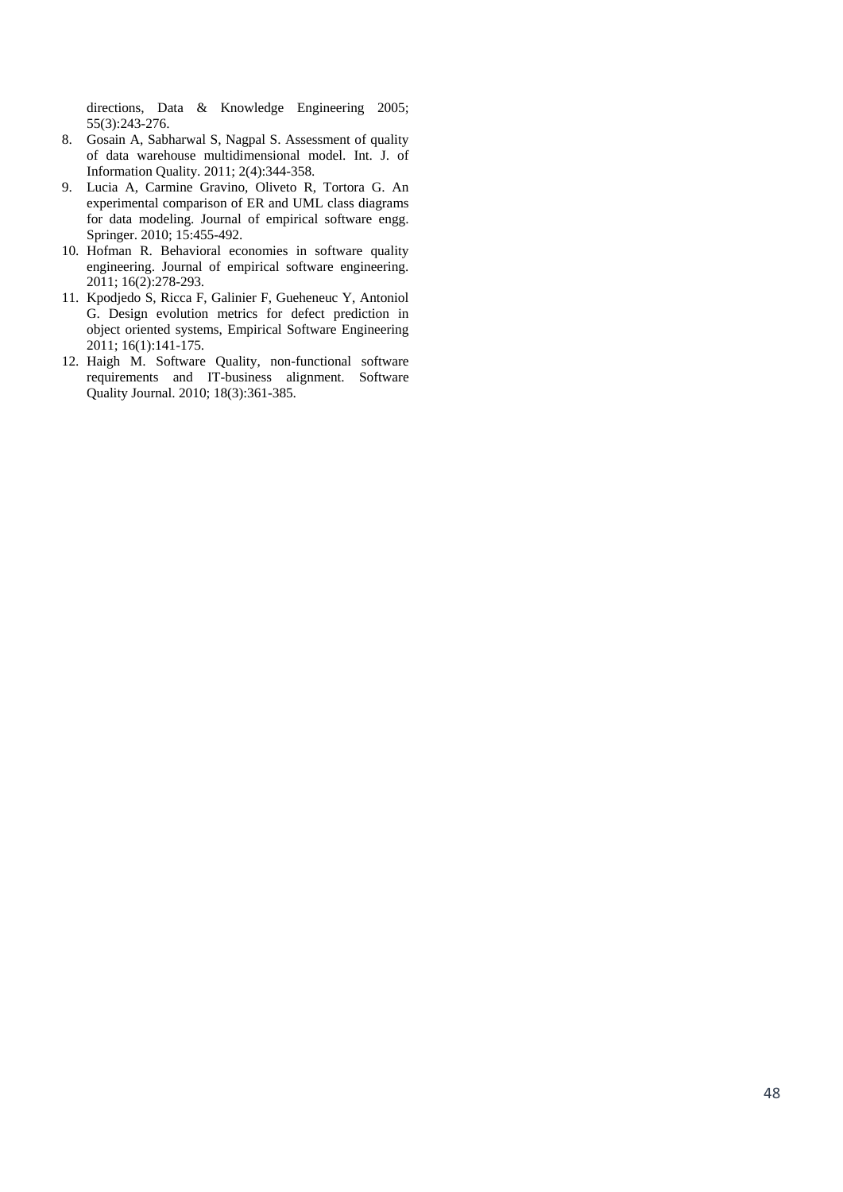directions, Data & Knowledge Engineering 2005; 55(3):243-276.

8. Gosain A, Sabharwal S, Nagpal S. Assessment of quality of data warehouse multidimensional model. Int. J. of Information Quality. 2011; 2(4):344-358.
9. Lucia A, Carmine Gravino, Oliveto R, Tortora G. An experimental comparison of ER and UML class diagrams for data modeling. Journal of empirical software engg. Springer. 2010; 15:455-492.
10. Hofman R. Behavioral economies in software quality engineering. Journal of empirical software engineering. 2011; 16(2):278-293.
11. Kpodjedo S, Ricca F, Galinier F, Gueheneuc Y, Antoniol G. Design evolution metrics for defect prediction in object oriented systems, Empirical Software Engineering 2011; 16(1):141-175.
12. Haigh M. Software Quality, non-functional software requirements and IT-business alignment. Software Quality Journal. 2010; 18(3):361-385.